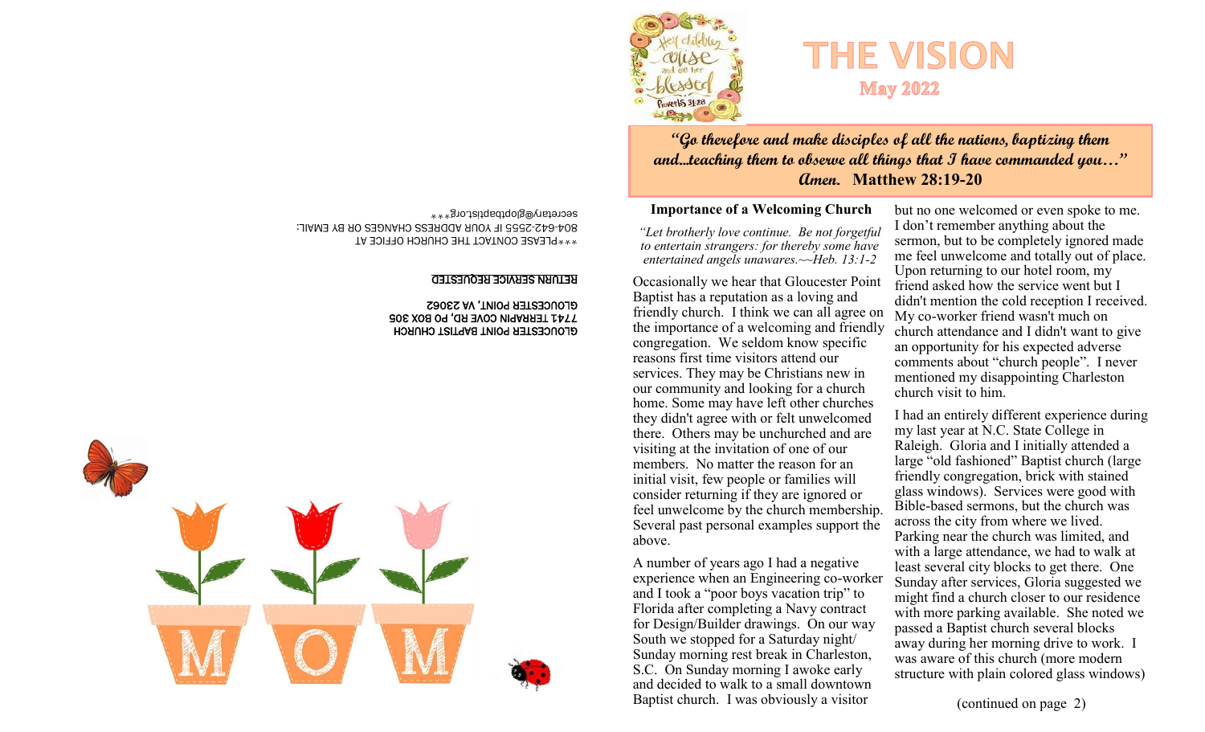GLOUCESTER POINT BAPTIST CHURCH
7741 TERRAPIN COVE RD, PO BOX 305
GLOUCESTER POINT, VA 23062

RETURN SERVICE REQUESTED

***PLEASE CONTACT THE CHURCH OFFICE AT 804-642-2555 IF YOUR ADDRESS CHANGES OR BY EMAIL: secretary@glopbaptist.org***

# THE VISION

**May 2022**

***"Go therefore and make disciples of all the nations, baptizing them and...teaching them to observe all things that I have commanded you…" Amen.* Matthew 28:19-20**

## Importance of a Welcoming Church

*"Let brotherly love continue. Be not forgetful to entertain strangers: for thereby some have entertained angels unawares.~~Heb. 13:1-2*

Occasionally we hear that Gloucester Point Baptist has a reputation as a loving and friendly church. I think we can all agree on the importance of a welcoming and friendly congregation. We seldom know specific reasons first time visitors attend our services. They may be Christians new in our community and looking for a church home. Some may have left other churches they didn't agree with or felt unwelcomed there. Others may be unchurched and are visiting at the invitation of one of our members. No matter the reason for an initial visit, few people or families will consider returning if they are ignored or feel unwelcome by the church membership. Several past personal examples support the above.

A number of years ago I had a negative experience when an Engineering co-worker and I took a "poor boys vacation trip" to Florida after completing a Navy contract for Design/Builder drawings. On our way South we stopped for a Saturday night/ Sunday morning rest break in Charleston, S.C. On Sunday morning I awoke early and decided to walk to a small downtown Baptist church. I was obviously a visitor but no one welcomed or even spoke to me. I don't remember anything about the sermon, but to be completely ignored made me feel unwelcome and totally out of place. Upon returning to our hotel room, my friend asked how the service went but I didn't mention the cold reception I received. My co-worker friend wasn't much on church attendance and I didn't want to give an opportunity for his expected adverse comments about "church people". I never mentioned my disappointing Charleston church visit to him.

I had an entirely different experience during my last year at N.C. State College in Raleigh. Gloria and I initially attended a large "old fashioned" Baptist church (large friendly congregation, brick with stained glass windows). Services were good with Bible-based sermons, but the church was across the city from where we lived. Parking near the church was limited, and with a large attendance, we had to walk at least several city blocks to get there. One Sunday after services, Gloria suggested we might find a church closer to our residence with more parking available. She noted we passed a Baptist church several blocks away during her morning drive to work. I was aware of this church (more modern structure with plain colored glass windows)

(continued on page 2)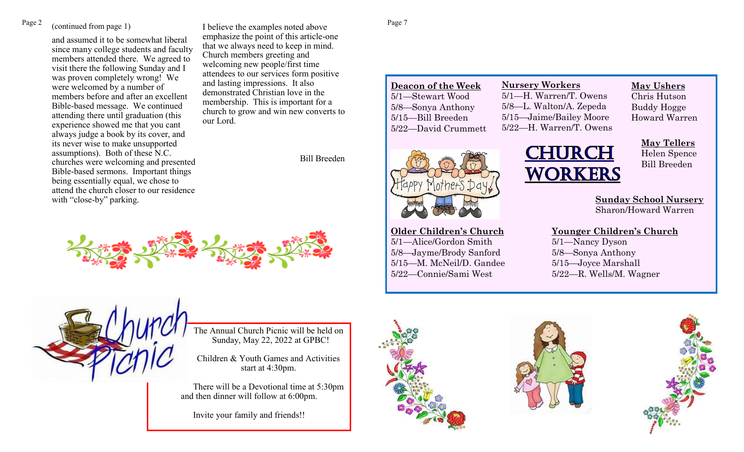(continued from page 1)

and assumed it to be somewhat liberal since many college students and faculty members attended there. We agreed to visit there the following Sunday and I was proven completely wrong! We were welcomed by a number of members before and after an excellent Bible-based message. We continued attending there until graduation (this experience showed me that you cant always judge a book by its cover, and its never wise to make unsupported assumptions). Both of these N.C. churches were welcoming and presented Bible-based sermons. Important things being essentially equal, we chose to attend the church closer to our residence with "close-by" parking.

I believe the examples noted above emphasize the point of this article-one that we always need to keep in mind. Church members greeting and welcoming new people/first time attendees to our services form positive and lasting impressions. It also demonstrated Christian love in the membership. This is important for a church to grow and win new converts to our Lord.

Bill Breeden

## Church Picnic

The Annual Church Picnic will be held on Sunday, May 22, 2022 at GPBC!

Children & Youth Games and Activities start at 4:30pm.

There will be a Devotional time at 5:30pm and then dinner will follow at 6:00pm.

Invite your family and friends!!

# CHURCH WORKERS

**Deacon of the Week**
5/1—Stewart Wood
5/8—Sonya Anthony
5/15—Bill Breeden
5/22—David Crummett

**Nursery Workers**
5/1—H. Warren/T. Owens
5/8—L. Walton/A. Zepeda
5/15—Jaime/Bailey Moore
5/22—H. Warren/T. Owens

**May Ushers**
Chris Hutson
Buddy Hogge
Howard Warren

**May Tellers**
Helen Spence
Bill Breeden

**Sunday School Nursery**
Sharon/Howard Warren

**Older Children's Church**
5/1—Alice/Gordon Smith
5/8—Jayme/Brody Sanford
5/15—M. McNeil/D. Gandee
5/22—Connie/Sami West

**Younger Children's Church**
5/1—Nancy Dyson
5/8—Sonya Anthony
5/15—Joyce Marshall
5/22—R. Wells/M. Wagner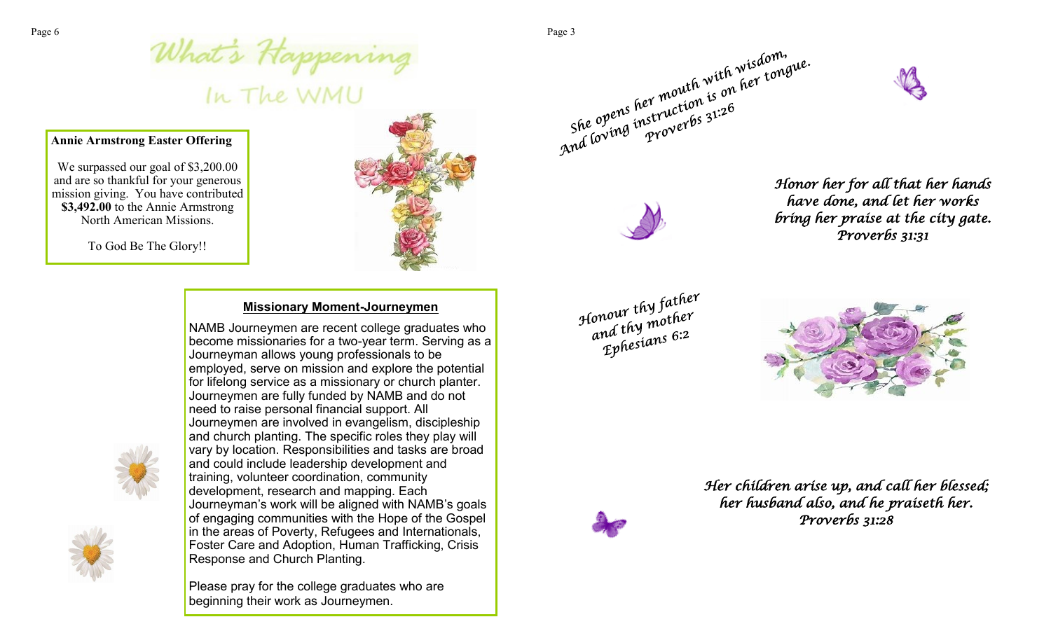# What's Happening

## In The WMU

**Annie Armstrong Easter Offering**

We surpassed our goal of $3,200.00 and are so thankful for your generous mission giving. You have contributed **$3,492.00** to the Annie Armstrong North American Missions.

To God Be The Glory!!

**Missionary Moment-Journeymen**

NAMB Journeymen are recent college graduates who become missionaries for a two-year term. Serving as a Journeyman allows young professionals to be employed, serve on mission and explore the potential for lifelong service as a missionary or church planter. Journeymen are fully funded by NAMB and do not need to raise personal financial support. All Journeymen are involved in evangelism, discipleship and church planting. The specific roles they play will vary by location. Responsibilities and tasks are broad and could include leadership development and training, volunteer coordination, community development, research and mapping. Each Journeyman's work will be aligned with NAMB's goals of engaging communities with the Hope of the Gospel in the areas of Poverty, Refugees and Internationals, Foster Care and Adoption, Human Trafficking, Crisis Response and Church Planting.

Please pray for the college graduates who are beginning their work as Journeymen.

*She opens her mouth with wisdom,*
*And loving instruction is on her tongue.*
*Proverbs 31:26*

*Honor her for all that her hands have done, and let her works bring her praise at the city gate.*
*Proverbs 31:31*

*Honour thy father and thy mother*
*Ephesians 6:2*

*Her children arise up, and call her blessed; her husband also, and he praiseth her.*
*Proverbs 31:28*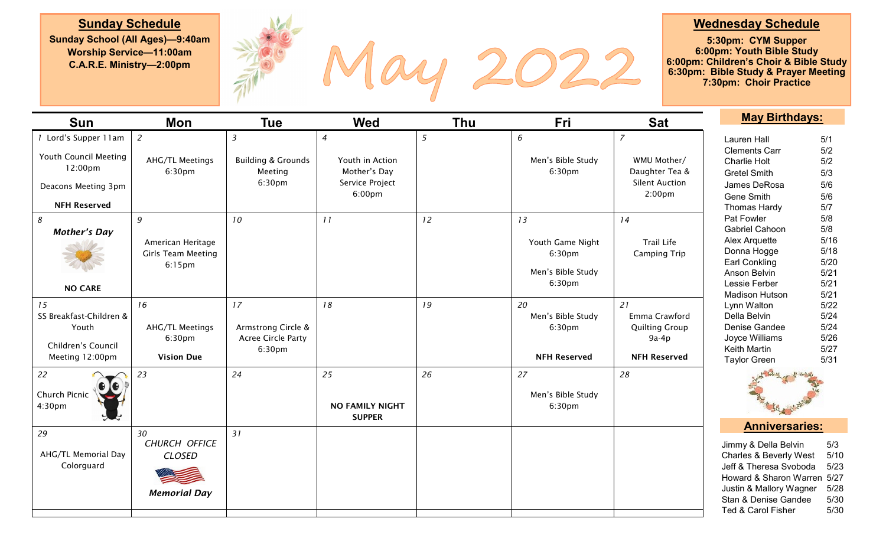## Sunday Schedule

**Sunday School (All Ages)—9:40am**
**Worship Service—11:00am**
**C.A.R.E. Ministry—2:00pm**

# May 2022

## Wednesday Schedule

**5:30pm: CYM Supper**
**6:00pm: Youth Bible Study**
**6:00pm: Children's Choir & Bible Study**
**6:30pm: Bible Study & Prayer Meeting**
**7:30pm: Choir Practice**

| Sun | Mon | Tue | Wed | Thu | Fri | Sat |
|---|---|---|---|---|---|---|
| 1 Lord's Supper 11am<br>Youth Council Meeting 12:00pm<br>Deacons Meeting 3pm<br>**NFH Reserved** | 2<br>AHG/TL Meetings 6:30pm | 3<br>Building & Grounds Meeting 6:30pm | 4<br>Youth in Action Mother's Day Service Project 6:00pm | 5 | 6<br>Men's Bible Study 6:30pm | 7<br>WMU Mother/ Daughter Tea & Silent Auction 2:00pm |
| 8<br>***Mother's Day***<br>**NO CARE** | 9<br>American Heritage Girls Team Meeting 6:15pm | 10 | 11 | 12 | 13<br>Youth Game Night 6:30pm<br>Men's Bible Study 6:30pm | 14<br>Trail Life Camping Trip |
| 15<br>SS Breakfast-Children & Youth<br>Children's Council Meeting 12:00pm | 16<br>AHG/TL Meetings 6:30pm<br>**Vision Due** | 17<br>Armstrong Circle & Acree Circle Party 6:30pm | 18 | 19 | 20<br>Men's Bible Study 6:30pm<br>**NFH Reserved** | 21<br>Emma Crawford Quilting Group 9a-4p<br>**NFH Reserved** |
| 22<br>Church Picnic 4:30pm | 23 | 24 | 25<br>**NO FAMILY NIGHT SUPPER** | 26 | 27<br>Men's Bible Study 6:30pm | 28 |
| 29<br>AHG/TL Memorial Day Colorguard | 30<br>*CHURCH OFFICE CLOSED*<br>***Memorial Day*** | 31 | | | | |

## May Birthdays:

| | |
|---|---|
| Lauren Hall | 5/1 |
| Clements Carr | 5/2 |
| Charlie Holt | 5/2 |
| Gretel Smith | 5/3 |
| James DeRosa | 5/6 |
| Gene Smith | 5/6 |
| Thomas Hardy | 5/7 |
| Pat Fowler | 5/8 |
| Gabriel Cahoon | 5/8 |
| Alex Arquette | 5/16 |
| Donna Hogge | 5/18 |
| Earl Conkling | 5/20 |
| Anson Belvin | 5/21 |
| Lessie Ferber | 5/21 |
| Madison Hutson | 5/21 |
| Lynn Walton | 5/22 |
| Della Belvin | 5/24 |
| Denise Gandee | 5/24 |
| Joyce Williams | 5/26 |
| Keith Martin | 5/27 |
| Taylor Green | 5/31 |

## Anniversaries:

| | |
|---|---|
| Jimmy & Della Belvin | 5/3 |
| Charles & Beverly West | 5/10 |
| Jeff & Theresa Svoboda | 5/23 |
| Howard & Sharon Warren | 5/27 |
| Justin & Mallory Wagner | 5/28 |
| Stan & Denise Gandee | 5/30 |
| Ted & Carol Fisher | 5/30 |